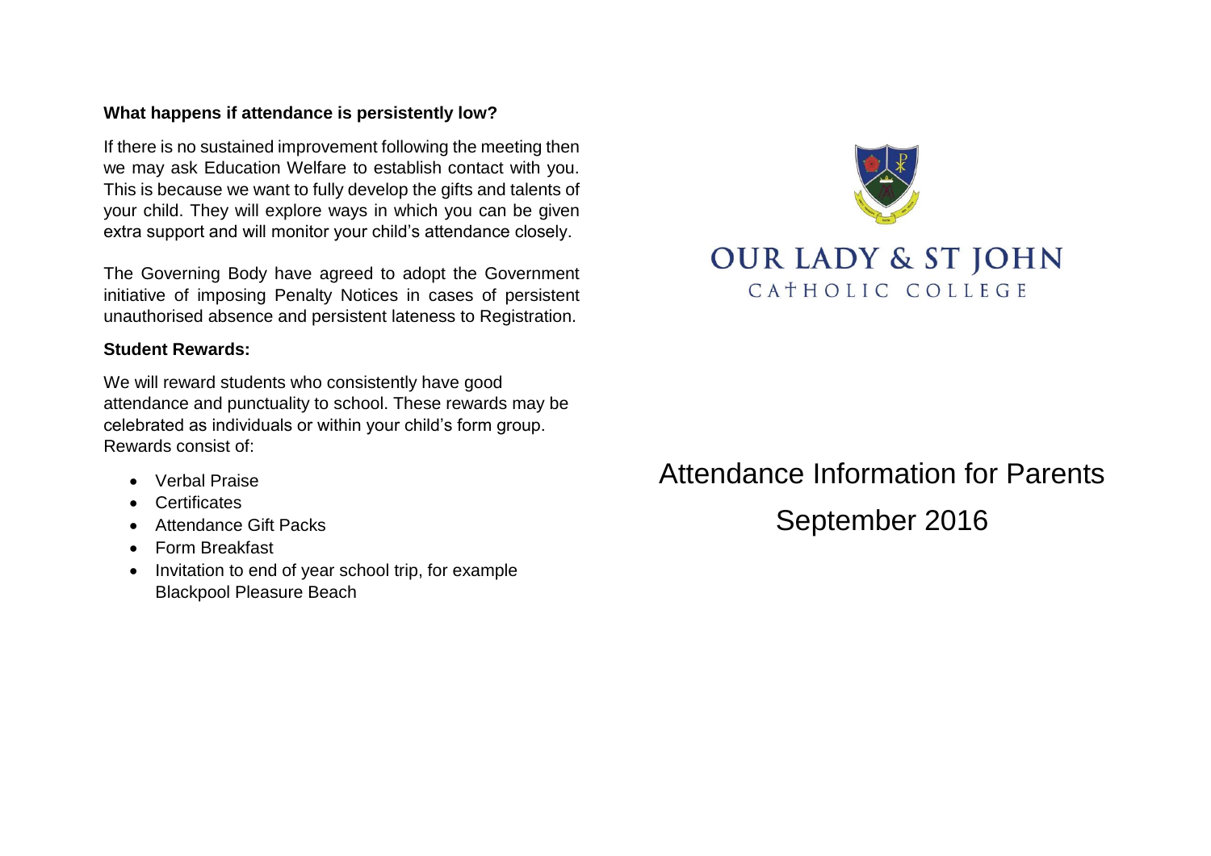### What happens if attendance is persistently low?

If there is no sustained improvement following the meeting then we may ask Education Welfare to establish contact with you. This is because we want to fully develop the gifts and talents of your child. They will explore ways in which you can be given extra support and will monitor your child's attendance closely.

The Governing Body have agreed to adopt the Government initiative of imposing Penalty Notices in cases of persistent unauthorised absence and persistent lateness to Registration.

### Student Rewards:

We will reward students who consistently have good attendance and punctuality to school. These rewards may be celebrated as individuals or within your child's form group. Rewards consist of:

- Verbal Praise
- Certificates
- Attendance Gift Packs
- Form Breakfast
- Invitation to end of year school trip, for example Blackpool Pleasure Beach

# OUR LADY & ST JOHN

## CATHOLIC COLLEGE

# Attendance Information for Parents

## September 2016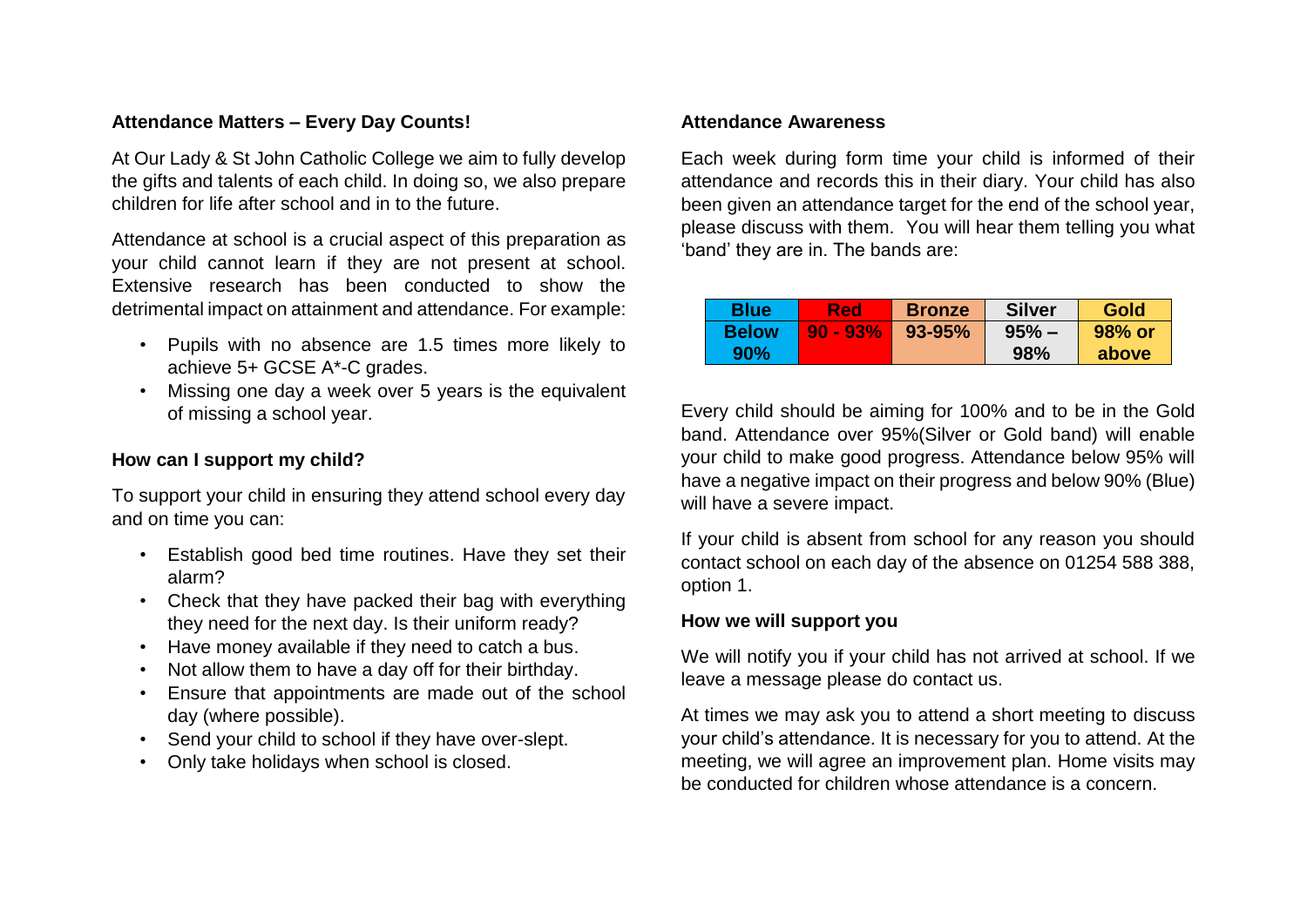## Attendance Matters – Every Day Counts!

At Our Lady & St John Catholic College we aim to fully develop the gifts and talents of each child. In doing so, we also prepare children for life after school and in to the future.

Attendance at school is a crucial aspect of this preparation as your child cannot learn if they are not present at school. Extensive research has been conducted to show the detrimental impact on attainment and attendance. For example:

- Pupils with no absence are 1.5 times more likely to achieve 5+ GCSE A*-C grades.
- Missing one day a week over 5 years is the equivalent of missing a school year.

## How can I support my child?

To support your child in ensuring they attend school every day and on time you can:

- Establish good bed time routines. Have they set their alarm?
- Check that they have packed their bag with everything they need for the next day. Is their uniform ready?
- Have money available if they need to catch a bus.
- Not allow them to have a day off for their birthday.
- Ensure that appointments are made out of the school day (where possible).
- Send your child to school if they have over-slept.
- Only take holidays when school is closed.

## Attendance Awareness

Each week during form time your child is informed of their attendance and records this in their diary. Your child has also been given an attendance target for the end of the school year, please discuss with them. You will hear them telling you what 'band' they are in. The bands are:

| Blue | Red | Bronze | Silver | Gold |
|---|---|---|---|---|
| Below 90% | 90 - 93% | 93-95% | 95% – 98% | 98% or above |

Every child should be aiming for 100% and to be in the Gold band. Attendance over 95%(Silver or Gold band) will enable your child to make good progress. Attendance below 95% will have a negative impact on their progress and below 90% (Blue) will have a severe impact.

If your child is absent from school for any reason you should contact school on each day of the absence on 01254 588 388, option 1.

## How we will support you

We will notify you if your child has not arrived at school. If we leave a message please do contact us.

At times we may ask you to attend a short meeting to discuss your child's attendance. It is necessary for you to attend. At the meeting, we will agree an improvement plan. Home visits may be conducted for children whose attendance is a concern.